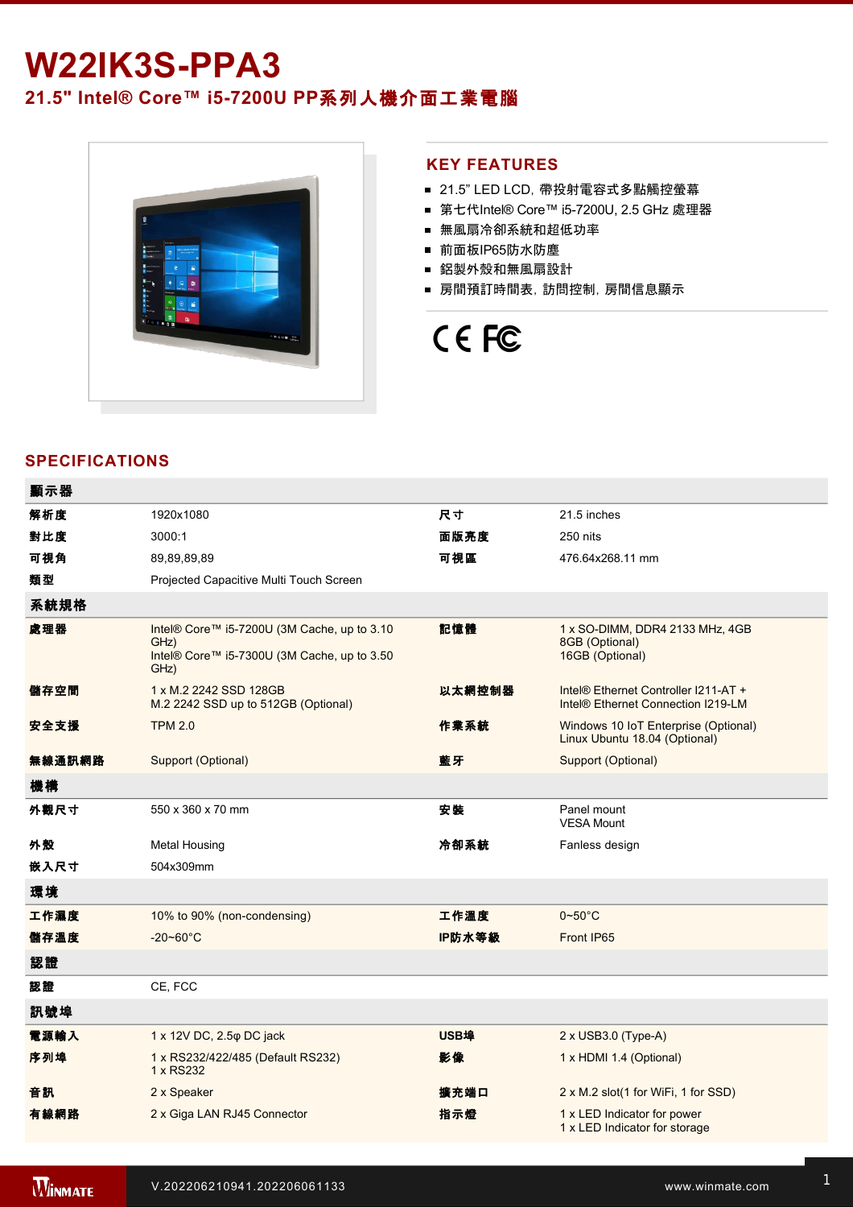# W22IK3S-PPA3

## 21.5" Intel® Core™ i5-7200U PP系列人機介面工業電腦

## KEY FEATURES

- 21.5" LED LCD, 帶投射電容式多點觸控螢幕
- 第七代Intel® Core™ i5-7200U, 2.5 GHz 處理器
- 無風扇冷卻系統和超低功率
- 前面板IP65防水防塵
- 鋁製外殼和無風扇設計
- 房間預訂時間表, 訪問控制, 房間信息顯示

## SPECIFICATIONS

| 顯示器 | | | |
|---|---|---|---|
| 解析度 | 1920x1080 | 尺寸 | 21.5 inches |
| 對比度 | 3000:1 | 面版亮度 | 250 nits |
| 可視角 | 89,89,89,89 | 可視區 | 476.64x268.11 mm |
| 類型 | Projected Capacitive Multi Touch Screen | | |
| **系統規格** | | | |
| 處理器 | Intel® Core™ i5-7200U (3M Cache, up to 3.10 GHz)<br>Intel® Core™ i5-7300U (3M Cache, up to 3.50 GHz) | 記憶體 | 1 x SO-DIMM, DDR4 2133 MHz, 4GB<br>8GB (Optional)<br>16GB (Optional) |
| 儲存空間 | 1 x M.2 2242 SSD 128GB<br>M.2 2242 SSD up to 512GB (Optional) | 以太網控制器 | Intel® Ethernet Controller I211-AT +<br>Intel® Ethernet Connection I219-LM |
| 安全支援 | TPM 2.0 | 作業系統 | Windows 10 IoT Enterprise (Optional)<br>Linux Ubuntu 18.04 (Optional) |
| 無線通訊網路 | Support (Optional) | 藍牙 | Support (Optional) |
| **機構** | | | |
| 外觀尺寸 | 550 x 360 x 70 mm | 安裝 | Panel mount<br>VESA Mount |
| 外殼 | Metal Housing | 冷卻系統 | Fanless design |
| 嵌入尺寸 | 504x309mm | | |
| **環境** | | | |
| 工作濕度 | 10% to 90% (non-condensing) | 工作溫度 | 0~50°C |
| 儲存溫度 | -20~60°C | IP防水等級 | Front IP65 |
| **認證** | | | |
| 認證 | CE, FCC | | |
| **訊號埠** | | | |
| 電源輸入 | 1 x 12V DC, 2.5φ DC jack | USB埠 | 2 x USB3.0 (Type-A) |
| 序列埠 | 1 x RS232/422/485 (Default RS232)<br>1 x RS232 | 影像 | 1 x HDMI 1.4 (Optional) |
| 音訊 | 2 x Speaker | 擴充端口 | 2 x M.2 slot(1 for WiFi, 1 for SSD) |
| 有線網路 | 2 x Giga LAN RJ45 Connector | 指示燈 | 1 x LED Indicator for power<br>1 x LED Indicator for storage |

V.202206210941.202206061133

www.winmate.com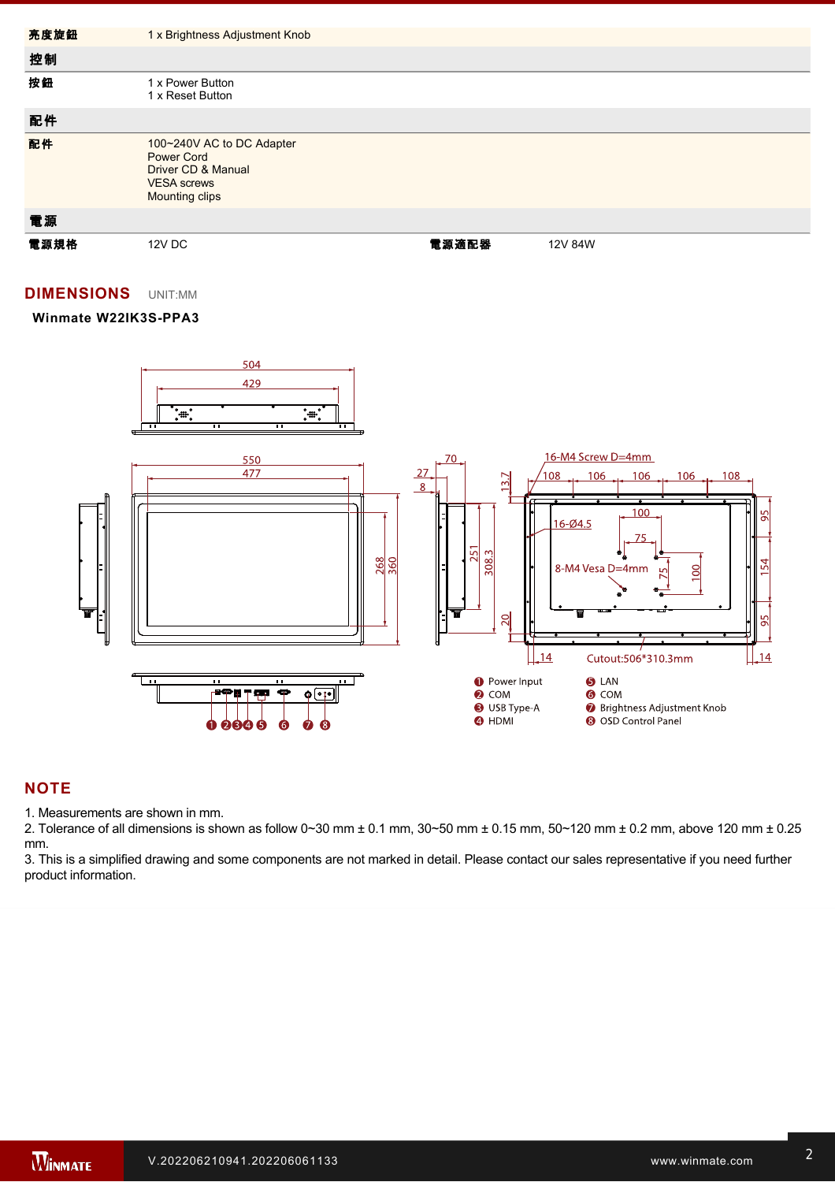| | | | |
|---|---|---|---|
| 亮度旋鈕 | 1 x Brightness Adjustment Knob | | |
| **控制** | | | |
| 按鈕 | 1 x Power Button<br>1 x Reset Button | | |
| **配件** | | | |
| 配件 | 100~240V AC to DC Adapter<br>Power Cord<br>Driver CD & Manual<br>VESA screws<br>Mounting clips | | |
| **電源** | | | |
| 電源規格 | 12V DC | 電源適配器 | 12V 84W |

## DIMENSIONS UNIT:MM

**Winmate W22IK3S-PPA3**

504
429
550
477
268
360
70
27
8
251
308.3
13.7
20
16-M4 Screw D=4mm
108 106 106 106 108
16-Ø4.5
100
75
8-M4 Vesa D=4mm
75
100
95
154
95
14
Cutout:506*310.3mm
14

❶ Power Input
❷ COM
❸ USB Type-A
❹ HDMI
❺ LAN
❻ COM
❼ Brightness Adjustment Knob
❽ OSD Control Panel

## NOTE

1. Measurements are shown in mm.
2. Tolerance of all dimensions is shown as follow 0~30 mm ± 0.1 mm, 30~50 mm ± 0.15 mm, 50~120 mm ± 0.2 mm, above 120 mm ± 0.25 mm.
3. This is a simplified drawing and some components are not marked in detail. Please contact our sales representative if you need further product information.

V.202206210941.202206061133 www.winmate.com